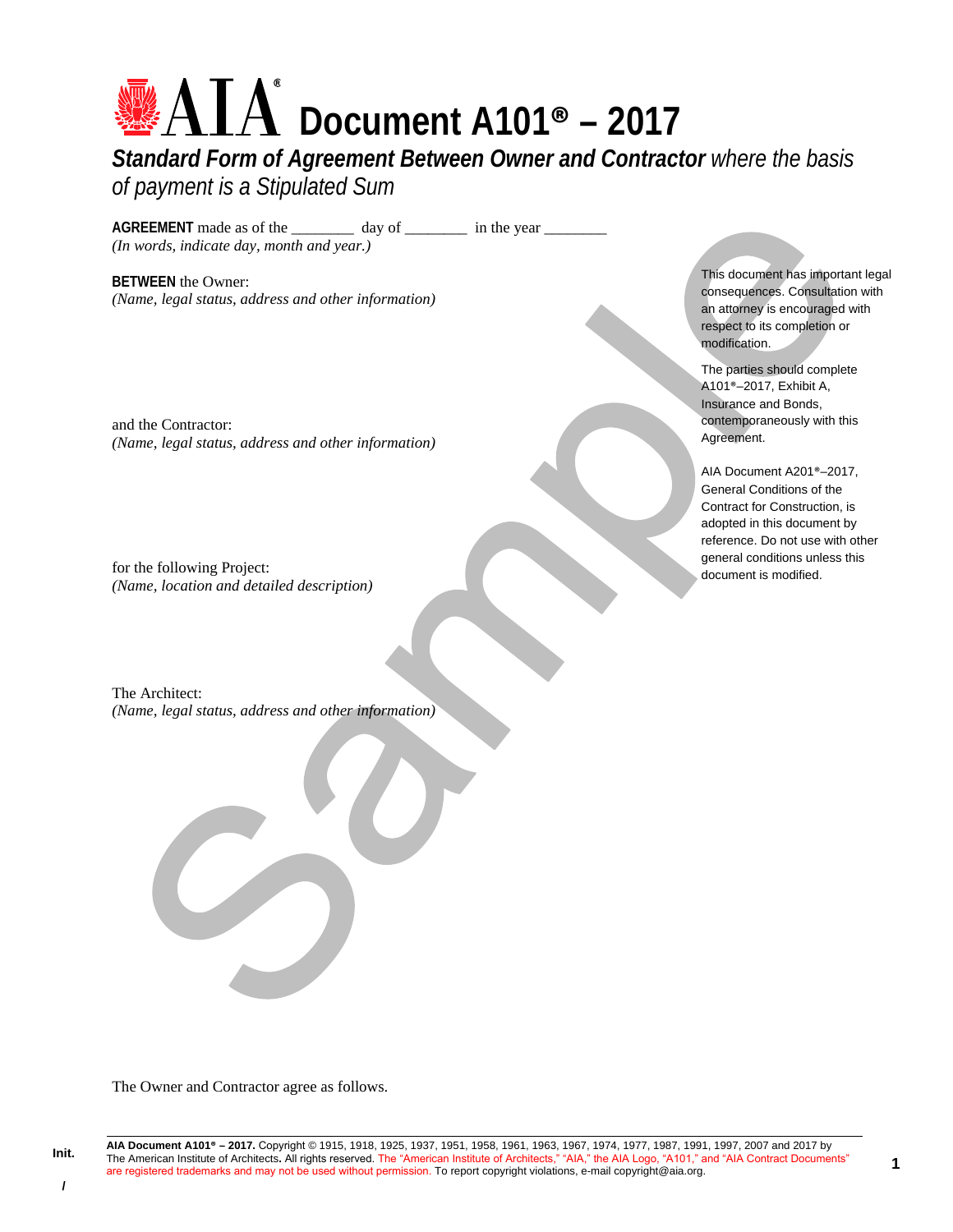# AIA® Document A101® – 2017

***Standard Form of Agreement Between Owner and Contractor** where the basis of payment is a Stipulated Sum*

**AGREEMENT** made as of the ________ day of ________ in the year ________
*(In words, indicate day, month and year.)*

**BETWEEN** the Owner:
*(Name, legal status, address and other information)*

and the Contractor:
*(Name, legal status, address and other information)*

for the following Project:
*(Name, location and detailed description)*

The Architect:
*(Name, legal status, address and other information)*

This document has important legal consequences. Consultation with an attorney is encouraged with respect to its completion or modification.

The parties should complete A101®–2017, Exhibit A, Insurance and Bonds, contemporaneously with this Agreement.

AIA Document A201®–2017, General Conditions of the Contract for Construction, is adopted in this document by reference. Do not use with other general conditions unless this document is modified.

The Owner and Contractor agree as follows.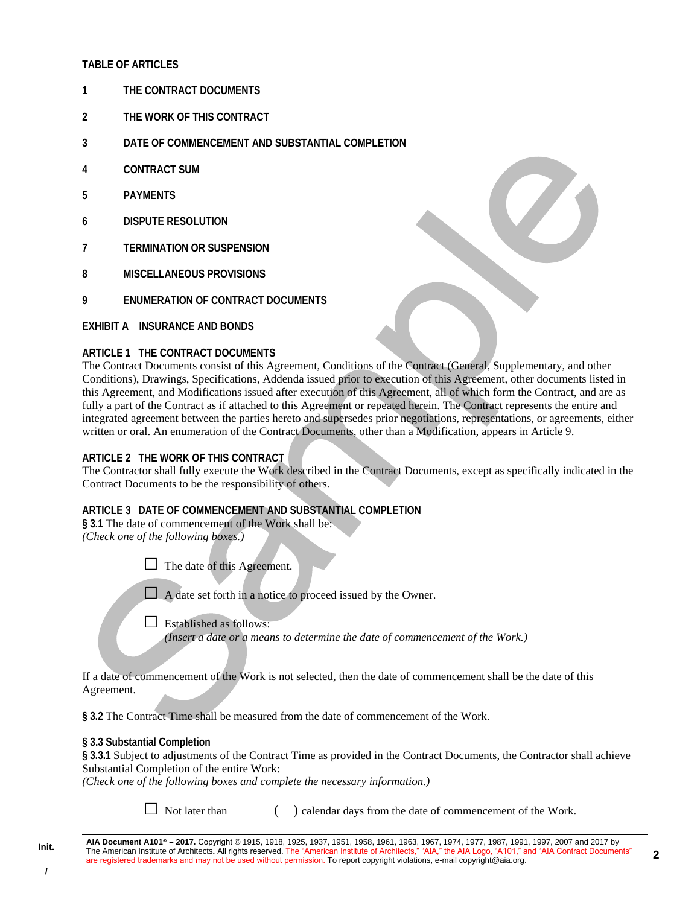**TABLE OF ARTICLES**

**1 THE CONTRACT DOCUMENTS**

**2 THE WORK OF THIS CONTRACT**

**3 DATE OF COMMENCEMENT AND SUBSTANTIAL COMPLETION**

**4 CONTRACT SUM**

**5 PAYMENTS**

**6 DISPUTE RESOLUTION**

**7 TERMINATION OR SUSPENSION**

**8 MISCELLANEOUS PROVISIONS**

**9 ENUMERATION OF CONTRACT DOCUMENTS**

**EXHIBIT A INSURANCE AND BONDS**

## ARTICLE 1 THE CONTRACT DOCUMENTS

The Contract Documents consist of this Agreement, Conditions of the Contract (General, Supplementary, and other Conditions), Drawings, Specifications, Addenda issued prior to execution of this Agreement, other documents listed in this Agreement, and Modifications issued after execution of this Agreement, all of which form the Contract, and are as fully a part of the Contract as if attached to this Agreement or repeated herein. The Contract represents the entire and integrated agreement between the parties hereto and supersedes prior negotiations, representations, or agreements, either written or oral. An enumeration of the Contract Documents, other than a Modification, appears in Article 9.

## ARTICLE 2 THE WORK OF THIS CONTRACT

The Contractor shall fully execute the Work described in the Contract Documents, except as specifically indicated in the Contract Documents to be the responsibility of others.

## ARTICLE 3 DATE OF COMMENCEMENT AND SUBSTANTIAL COMPLETION

**§ 3.1** The date of commencement of the Work shall be:
*(Check one of the following boxes.)*

☐ The date of this Agreement.

☐ A date set forth in a notice to proceed issued by the Owner.

☐ Established as follows:
*(Insert a date or a means to determine the date of commencement of the Work.)*

If a date of commencement of the Work is not selected, then the date of commencement shall be the date of this Agreement.

**§ 3.2** The Contract Time shall be measured from the date of commencement of the Work.

**§ 3.3 Substantial Completion**

**§ 3.3.1** Subject to adjustments of the Contract Time as provided in the Contract Documents, the Contractor shall achieve Substantial Completion of the entire Work:
*(Check one of the following boxes and complete the necessary information.)*

☐ Not later than ( ) calendar days from the date of commencement of the Work.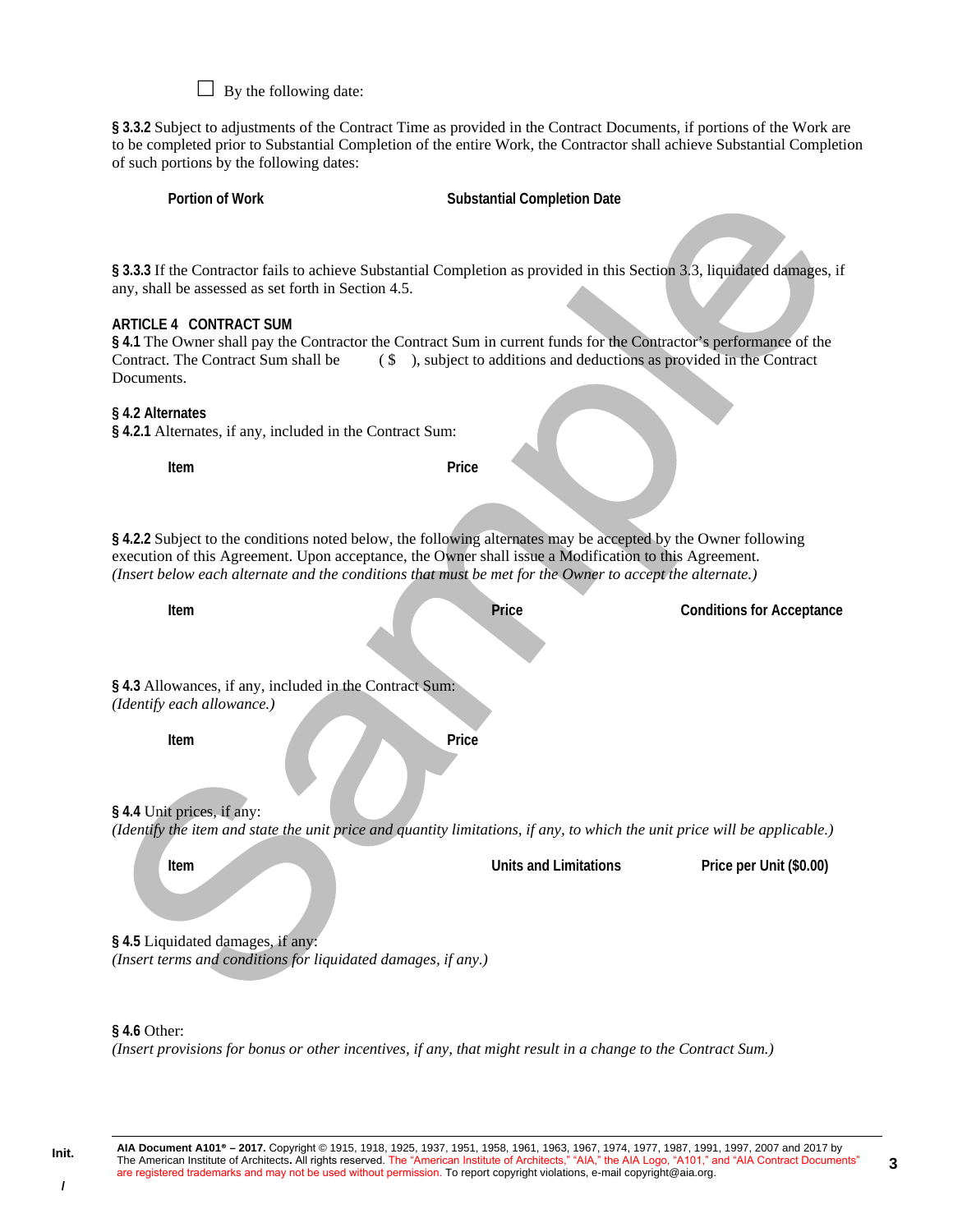☐ By the following date:

**§ 3.3.2** Subject to adjustments of the Contract Time as provided in the Contract Documents, if portions of the Work are to be completed prior to Substantial Completion of the entire Work, the Contractor shall achieve Substantial Completion of such portions by the following dates:

| Portion of Work | Substantial Completion Date |
|---|---|
| | |

**§ 3.3.3** If the Contractor fails to achieve Substantial Completion as provided in this Section 3.3, liquidated damages, if any, shall be assessed as set forth in Section 4.5.

## ARTICLE 4 CONTRACT SUM

**§ 4.1** The Owner shall pay the Contractor the Contract Sum in current funds for the Contractor's performance of the Contract. The Contract Sum shall be ( $ ), subject to additions and deductions as provided in the Contract Documents.

**§ 4.2 Alternates**

**§ 4.2.1** Alternates, if any, included in the Contract Sum:

| Item | Price |
|---|---|
| | |

**§ 4.2.2** Subject to the conditions noted below, the following alternates may be accepted by the Owner following execution of this Agreement. Upon acceptance, the Owner shall issue a Modification to this Agreement.
*(Insert below each alternate and the conditions that must be met for the Owner to accept the alternate.)*

| Item | Price | Conditions for Acceptance |
|---|---|---|
| | | |

**§ 4.3** Allowances, if any, included in the Contract Sum:
*(Identify each allowance.)*

| Item | Price |
|---|---|
| | |

**§ 4.4** Unit prices, if any:
*(Identify the item and state the unit price and quantity limitations, if any, to which the unit price will be applicable.)*

| Item | Units and Limitations | Price per Unit ($0.00) |
|---|---|---|
| | | |

**§ 4.5** Liquidated damages, if any:
*(Insert terms and conditions for liquidated damages, if any.)*

**§ 4.6** Other:
*(Insert provisions for bonus or other incentives, if any, that might result in a change to the Contract Sum.)*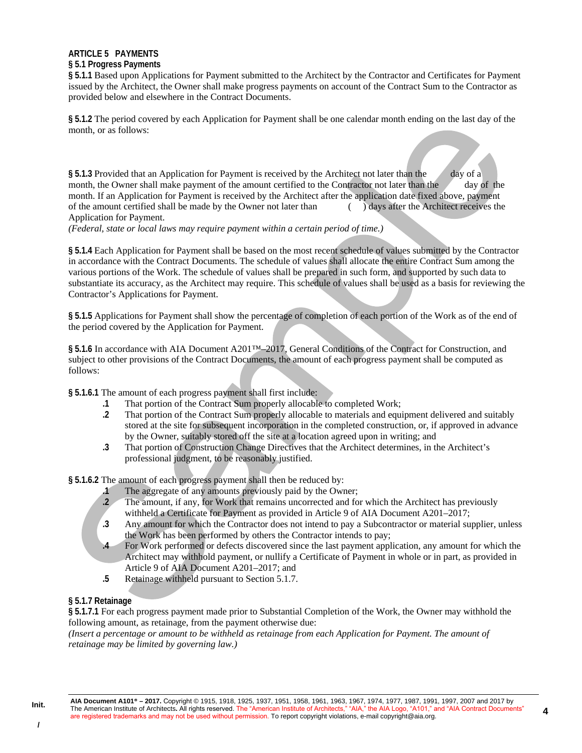## ARTICLE 5 PAYMENTS

### § 5.1 Progress Payments

**§ 5.1.1** Based upon Applications for Payment submitted to the Architect by the Contractor and Certificates for Payment issued by the Architect, the Owner shall make progress payments on account of the Contract Sum to the Contractor as provided below and elsewhere in the Contract Documents.

**§ 5.1.2** The period covered by each Application for Payment shall be one calendar month ending on the last day of the month, or as follows:

**§ 5.1.3** Provided that an Application for Payment is received by the Architect not later than the day of a month, the Owner shall make payment of the amount certified to the Contractor not later than the day of the month. If an Application for Payment is received by the Architect after the application date fixed above, payment of the amount certified shall be made by the Owner not later than ( ) days after the Architect receives the Application for Payment.

*(Federal, state or local laws may require payment within a certain period of time.)*

**§ 5.1.4** Each Application for Payment shall be based on the most recent schedule of values submitted by the Contractor in accordance with the Contract Documents. The schedule of values shall allocate the entire Contract Sum among the various portions of the Work. The schedule of values shall be prepared in such form, and supported by such data to substantiate its accuracy, as the Architect may require. This schedule of values shall be used as a basis for reviewing the Contractor's Applications for Payment.

**§ 5.1.5** Applications for Payment shall show the percentage of completion of each portion of the Work as of the end of the period covered by the Application for Payment.

**§ 5.1.6** In accordance with AIA Document A201™–2017, General Conditions of the Contract for Construction, and subject to other provisions of the Contract Documents, the amount of each progress payment shall be computed as follows:

**§ 5.1.6.1** The amount of each progress payment shall first include:

- **.1** That portion of the Contract Sum properly allocable to completed Work;
- **.2** That portion of the Contract Sum properly allocable to materials and equipment delivered and suitably stored at the site for subsequent incorporation in the completed construction, or, if approved in advance by the Owner, suitably stored off the site at a location agreed upon in writing; and
- **.3** That portion of Construction Change Directives that the Architect determines, in the Architect's professional judgment, to be reasonably justified.

**§ 5.1.6.2** The amount of each progress payment shall then be reduced by:

- **.1** The aggregate of any amounts previously paid by the Owner;
- **.2** The amount, if any, for Work that remains uncorrected and for which the Architect has previously withheld a Certificate for Payment as provided in Article 9 of AIA Document A201–2017;
- **.3** Any amount for which the Contractor does not intend to pay a Subcontractor or material supplier, unless the Work has been performed by others the Contractor intends to pay;
- **.4** For Work performed or defects discovered since the last payment application, any amount for which the Architect may withhold payment, or nullify a Certificate of Payment in whole or in part, as provided in Article 9 of AIA Document A201–2017; and
- **.5** Retainage withheld pursuant to Section 5.1.7.

### § 5.1.7 Retainage

**§ 5.1.7.1** For each progress payment made prior to Substantial Completion of the Work, the Owner may withhold the following amount, as retainage, from the payment otherwise due:

*(Insert a percentage or amount to be withheld as retainage from each Application for Payment. The amount of retainage may be limited by governing law.)*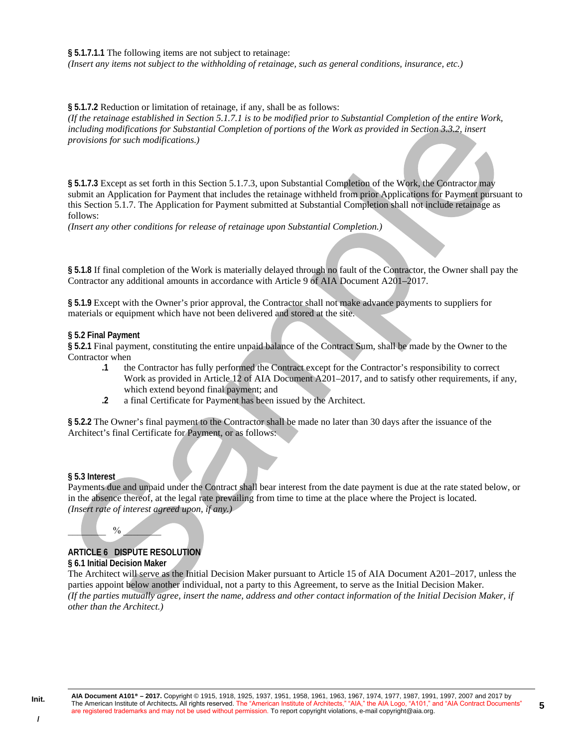**§ 5.1.7.1.1** The following items are not subject to retainage:
*(Insert any items not subject to the withholding of retainage, such as general conditions, insurance, etc.)*

**§ 5.1.7.2** Reduction or limitation of retainage, if any, shall be as follows:
*(If the retainage established in Section 5.1.7.1 is to be modified prior to Substantial Completion of the entire Work, including modifications for Substantial Completion of portions of the Work as provided in Section 3.3.2, insert provisions for such modifications.)*

**§ 5.1.7.3** Except as set forth in this Section 5.1.7.3, upon Substantial Completion of the Work, the Contractor may submit an Application for Payment that includes the retainage withheld from prior Applications for Payment pursuant to this Section 5.1.7. The Application for Payment submitted at Substantial Completion shall not include retainage as follows:
*(Insert any other conditions for release of retainage upon Substantial Completion.)*

**§ 5.1.8** If final completion of the Work is materially delayed through no fault of the Contractor, the Owner shall pay the Contractor any additional amounts in accordance with Article 9 of AIA Document A201–2017.

**§ 5.1.9** Except with the Owner's prior approval, the Contractor shall not make advance payments to suppliers for materials or equipment which have not been delivered and stored at the site.

**§ 5.2 Final Payment**

**§ 5.2.1** Final payment, constituting the entire unpaid balance of the Contract Sum, shall be made by the Owner to the Contractor when

- **.1** the Contractor has fully performed the Contract except for the Contractor's responsibility to correct Work as provided in Article 12 of AIA Document A201–2017, and to satisfy other requirements, if any, which extend beyond final payment; and
- **.2** a final Certificate for Payment has been issued by the Architect.

**§ 5.2.2** The Owner's final payment to the Contractor shall be made no later than 30 days after the issuance of the Architect's final Certificate for Payment, or as follows:

**§ 5.3 Interest**

Payments due and unpaid under the Contract shall bear interest from the date payment is due at the rate stated below, or in the absence thereof, at the legal rate prevailing from time to time at the place where the Project is located.
*(Insert rate of interest agreed upon, if any.)*

________ % ________

**ARTICLE 6 DISPUTE RESOLUTION**

**§ 6.1 Initial Decision Maker**

The Architect will serve as the Initial Decision Maker pursuant to Article 15 of AIA Document A201–2017, unless the parties appoint below another individual, not a party to this Agreement, to serve as the Initial Decision Maker.
*(If the parties mutually agree, insert the name, address and other contact information of the Initial Decision Maker, if other than the Architect.)*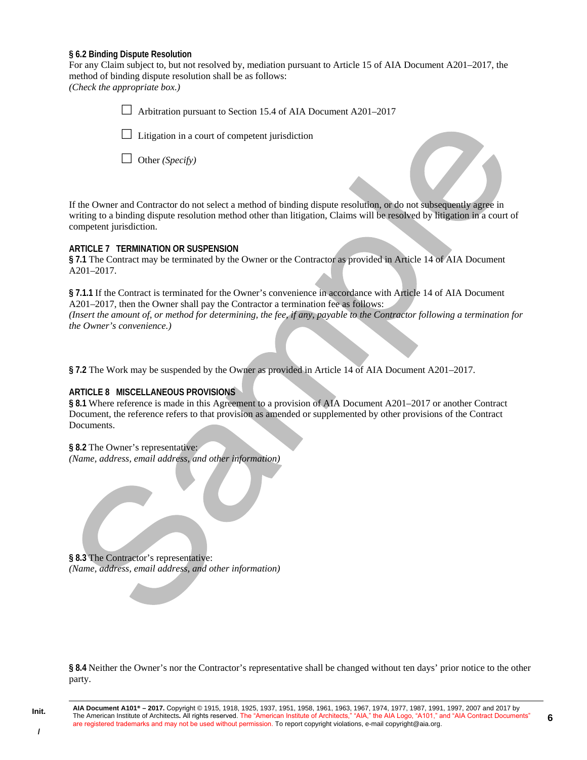**§ 6.2 Binding Dispute Resolution**
For any Claim subject to, but not resolved by, mediation pursuant to Article 15 of AIA Document A201–2017, the method of binding dispute resolution shall be as follows:
*(Check the appropriate box.)*

- [ ] Arbitration pursuant to Section 15.4 of AIA Document A201–2017
- [ ] Litigation in a court of competent jurisdiction
- [ ] Other *(Specify)*

If the Owner and Contractor do not select a method of binding dispute resolution, or do not subsequently agree in writing to a binding dispute resolution method other than litigation, Claims will be resolved by litigation in a court of competent jurisdiction.

## ARTICLE 7 TERMINATION OR SUSPENSION

**§ 7.1** The Contract may be terminated by the Owner or the Contractor as provided in Article 14 of AIA Document A201–2017.

**§ 7.1.1** If the Contract is terminated for the Owner's convenience in accordance with Article 14 of AIA Document A201–2017, then the Owner shall pay the Contractor a termination fee as follows:
*(Insert the amount of, or method for determining, the fee, if any, payable to the Contractor following a termination for the Owner's convenience.)*

**§ 7.2** The Work may be suspended by the Owner as provided in Article 14 of AIA Document A201–2017.

## ARTICLE 8 MISCELLANEOUS PROVISIONS

**§ 8.1** Where reference is made in this Agreement to a provision of AIA Document A201–2017 or another Contract Document, the reference refers to that provision as amended or supplemented by other provisions of the Contract Documents.

**§ 8.2** The Owner's representative:
*(Name, address, email address, and other information)*

**§ 8.3** The Contractor's representative:
*(Name, address, email address, and other information)*

**§ 8.4** Neither the Owner's nor the Contractor's representative shall be changed without ten days' prior notice to the other party.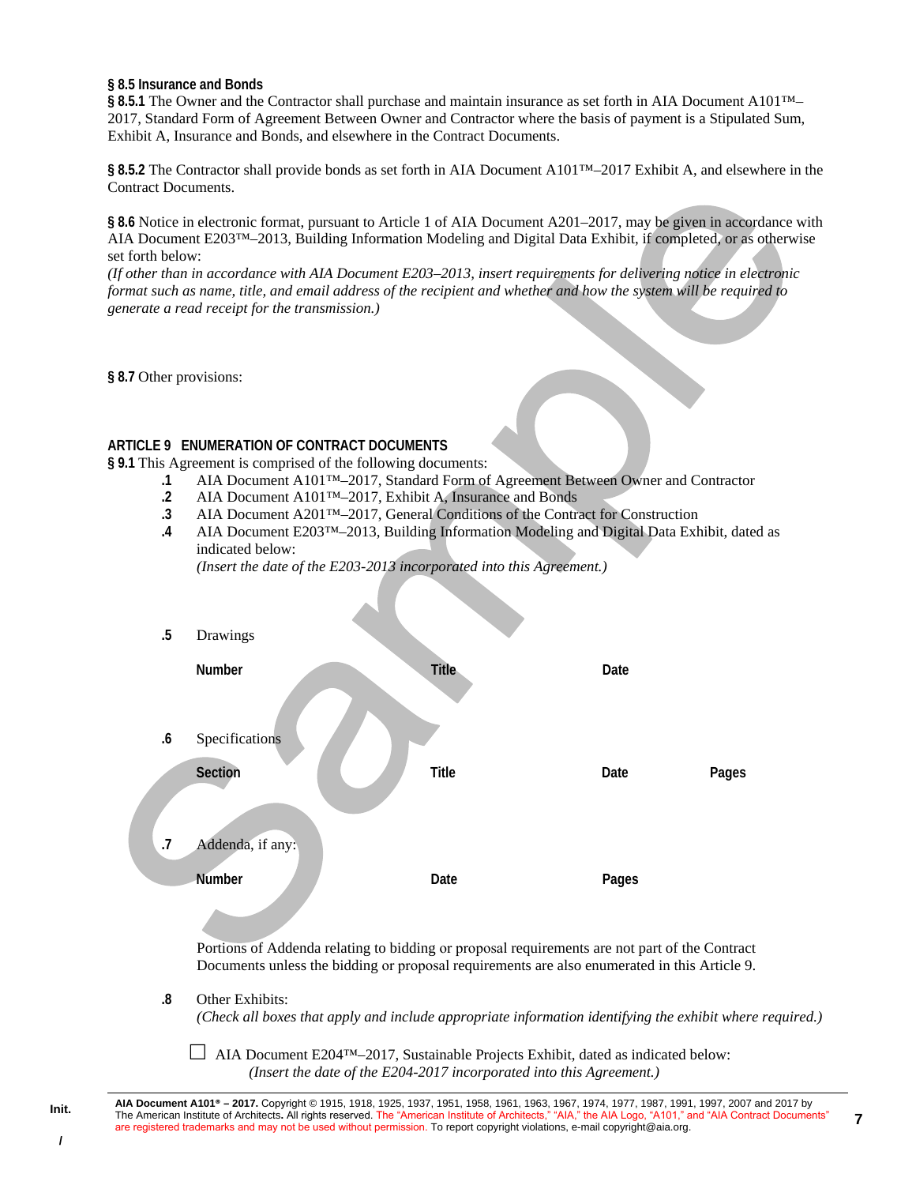**§ 8.5 Insurance and Bonds**

**§ 8.5.1** The Owner and the Contractor shall purchase and maintain insurance as set forth in AIA Document A101™–2017, Standard Form of Agreement Between Owner and Contractor where the basis of payment is a Stipulated Sum, Exhibit A, Insurance and Bonds, and elsewhere in the Contract Documents.

**§ 8.5.2** The Contractor shall provide bonds as set forth in AIA Document A101™–2017 Exhibit A, and elsewhere in the Contract Documents.

**§ 8.6** Notice in electronic format, pursuant to Article 1 of AIA Document A201–2017, may be given in accordance with AIA Document E203™–2013, Building Information Modeling and Digital Data Exhibit, if completed, or as otherwise set forth below:

*(If other than in accordance with AIA Document E203–2013, insert requirements for delivering notice in electronic format such as name, title, and email address of the recipient and whether and how the system will be required to generate a read receipt for the transmission.)*

**§ 8.7** Other provisions:

## ARTICLE 9 ENUMERATION OF CONTRACT DOCUMENTS

**§ 9.1** This Agreement is comprised of the following documents:

**.1** AIA Document A101™–2017, Standard Form of Agreement Between Owner and Contractor

**.2** AIA Document A101™–2017, Exhibit A, Insurance and Bonds

**.3** AIA Document A201™–2017, General Conditions of the Contract for Construction

**.4** AIA Document E203™–2013, Building Information Modeling and Digital Data Exhibit, dated as indicated below:

*(Insert the date of the E203-2013 incorporated into this Agreement.)*

**.5** Drawings

| Number | Title | Date |
| --- | --- | --- |

**.6** Specifications

| Section | Title | Date | Pages |
| --- | --- | --- | --- |

**.7** Addenda, if any:

| Number | Date | Pages |
| --- | --- | --- |

Portions of Addenda relating to bidding or proposal requirements are not part of the Contract Documents unless the bidding or proposal requirements are also enumerated in this Article 9.

**.8** Other Exhibits:

*(Check all boxes that apply and include appropriate information identifying the exhibit where required.)*

☐ AIA Document E204™–2017, Sustainable Projects Exhibit, dated as indicated below:

*(Insert the date of the E204-2017 incorporated into this Agreement.)*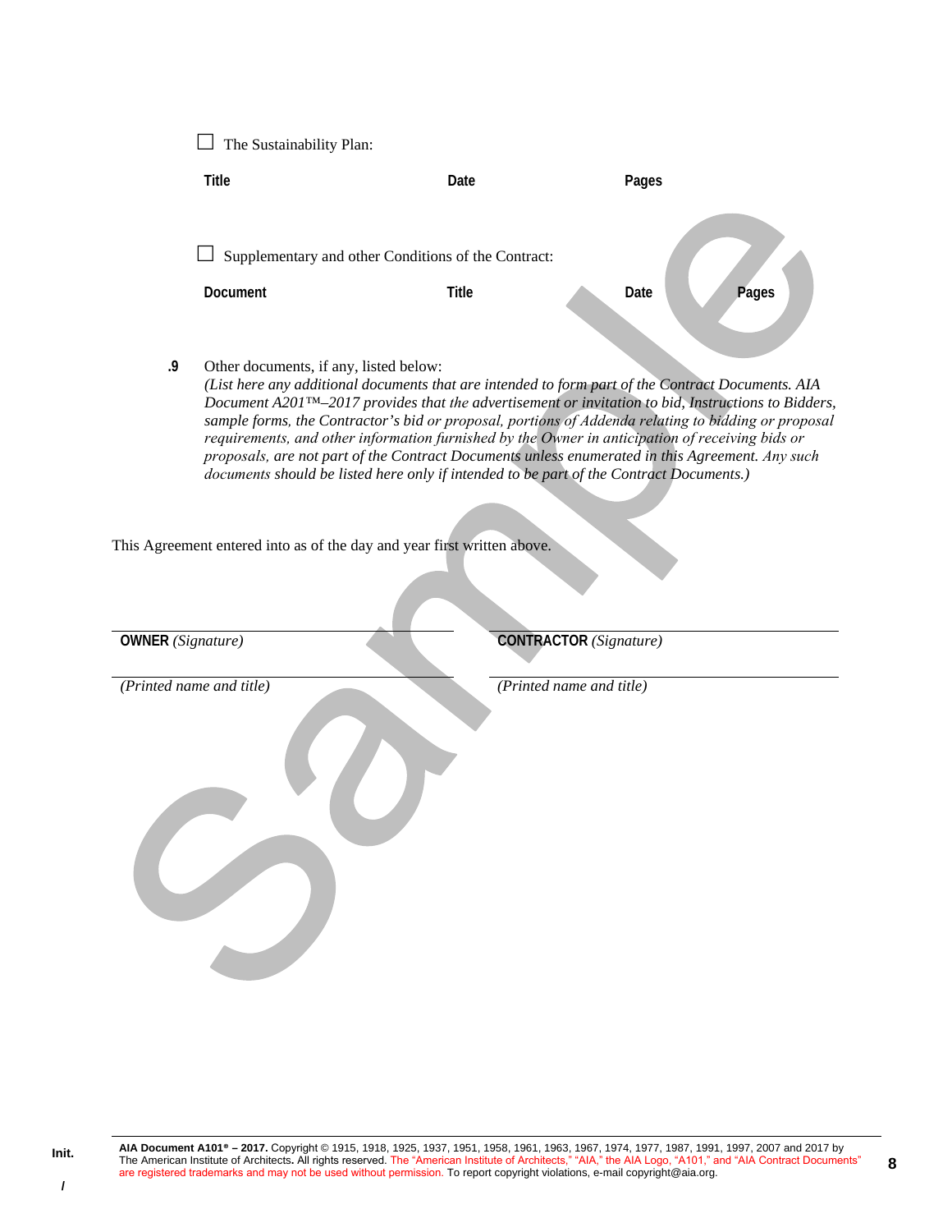☐ The Sustainability Plan:

| Title | Date | Pages |
|---|---|---|

☐ Supplementary and other Conditions of the Contract:

| Document | Title | Date | Pages |
|---|---|---|---|

**.9** Other documents, if any, listed below:
*(List here any additional documents that are intended to form part of the Contract Documents. AIA Document A201™–2017 provides that the advertisement or invitation to bid, Instructions to Bidders, sample forms, the Contractor's bid or proposal, portions of Addenda relating to bidding or proposal requirements, and other information furnished by the Owner in anticipation of receiving bids or proposals, are not part of the Contract Documents unless enumerated in this Agreement. Any such documents should be listed here only if intended to be part of the Contract Documents.)*

This Agreement entered into as of the day and year first written above.

| | |
|---|---|
| **OWNER** *(Signature)* | **CONTRACTOR** *(Signature)* |
| *(Printed name and title)* | *(Printed name and title)* |

Init.

/

**AIA Document A101® – 2017.** Copyright © 1915, 1918, 1925, 1937, 1951, 1958, 1961, 1963, 1967, 1974, 1977, 1987, 1991, 1997, 2007 and 2017 by The American Institute of Architects**.** All rights reserved. The "American Institute of Architects," "AIA," the AIA Logo, "A101," and "AIA Contract Documents" are registered trademarks and may not be used without permission. To report copyright violations, e-mail copyright@aia.org.